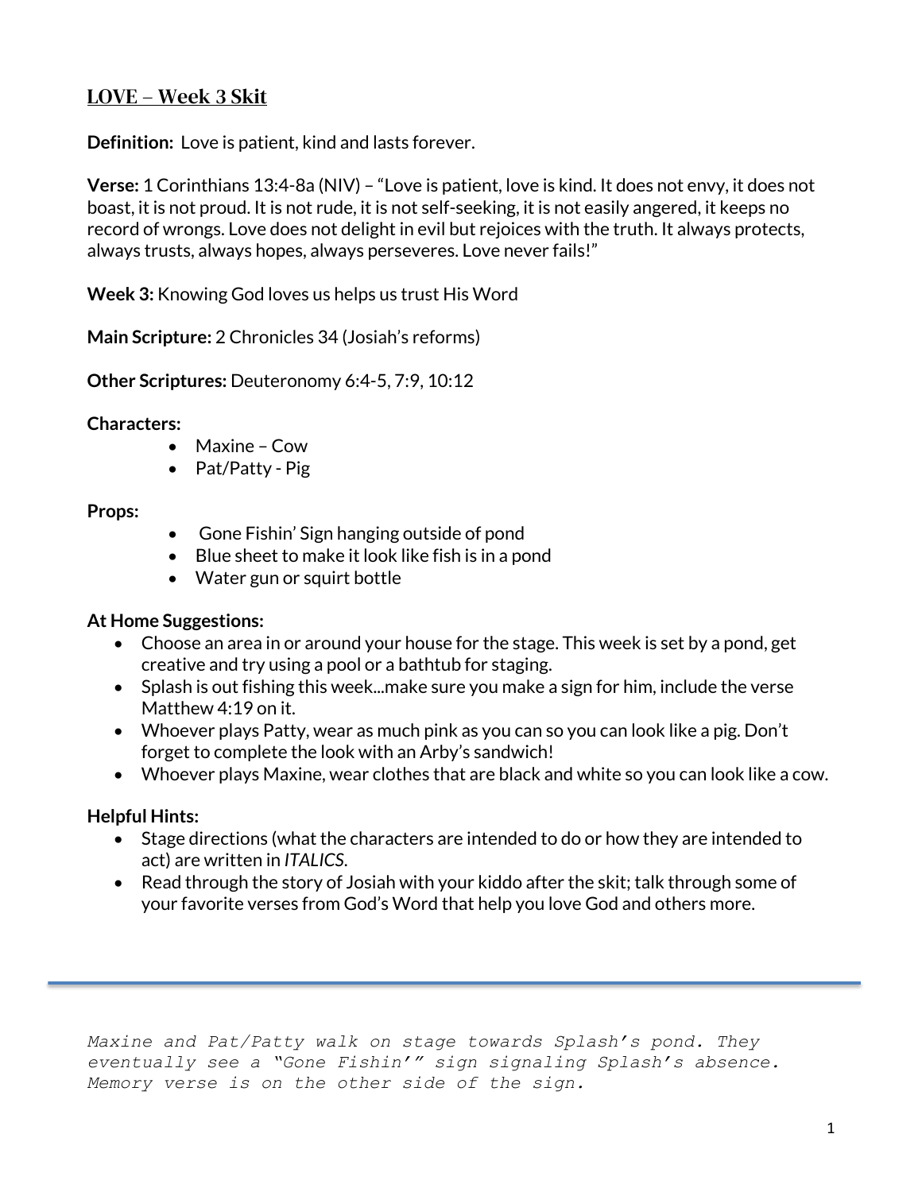## LOVE – Week 3 Skit

**Definition:** Love is patient, kind and lasts forever.

**Verse:** 1 Corinthians 13:4-8a (NIV) – "Love is patient, love is kind. It does not envy, it does not boast, it is not proud. It is not rude, it is not self-seeking, it is not easily angered, it keeps no record of wrongs. Love does not delight in evil but rejoices with the truth. It always protects, always trusts, always hopes, always perseveres. Love never fails!"

**Week 3:** Knowing God loves us helps us trust His Word

**Main Scripture:** 2 Chronicles 34 (Josiah's reforms)

**Other Scriptures:** Deuteronomy 6:4-5, 7:9, 10:12

**Characters:**

- Maxine – Cow
- Pat/Patty - Pig

**Props:**

- Gone Fishin' Sign hanging outside of pond
- Blue sheet to make it look like fish is in a pond
- Water gun or squirt bottle

**At Home Suggestions:**

- Choose an area in or around your house for the stage. This week is set by a pond, get creative and try using a pool or a bathtub for staging.
- Splash is out fishing this week...make sure you make a sign for him, include the verse Matthew 4:19 on it.
- Whoever plays Patty, wear as much pink as you can so you can look like a pig. Don't forget to complete the look with an Arby's sandwich!
- Whoever plays Maxine, wear clothes that are black and white so you can look like a cow.

**Helpful Hints:**

- Stage directions (what the characters are intended to do or how they are intended to act) are written in *ITALICS*.
- Read through the story of Josiah with your kiddo after the skit; talk through some of your favorite verses from God's Word that help you love God and others more.

---

*Maxine and Pat/Patty walk on stage towards Splash's pond. They eventually see a "Gone Fishin'" sign signaling Splash's absence. Memory verse is on the other side of the sign.*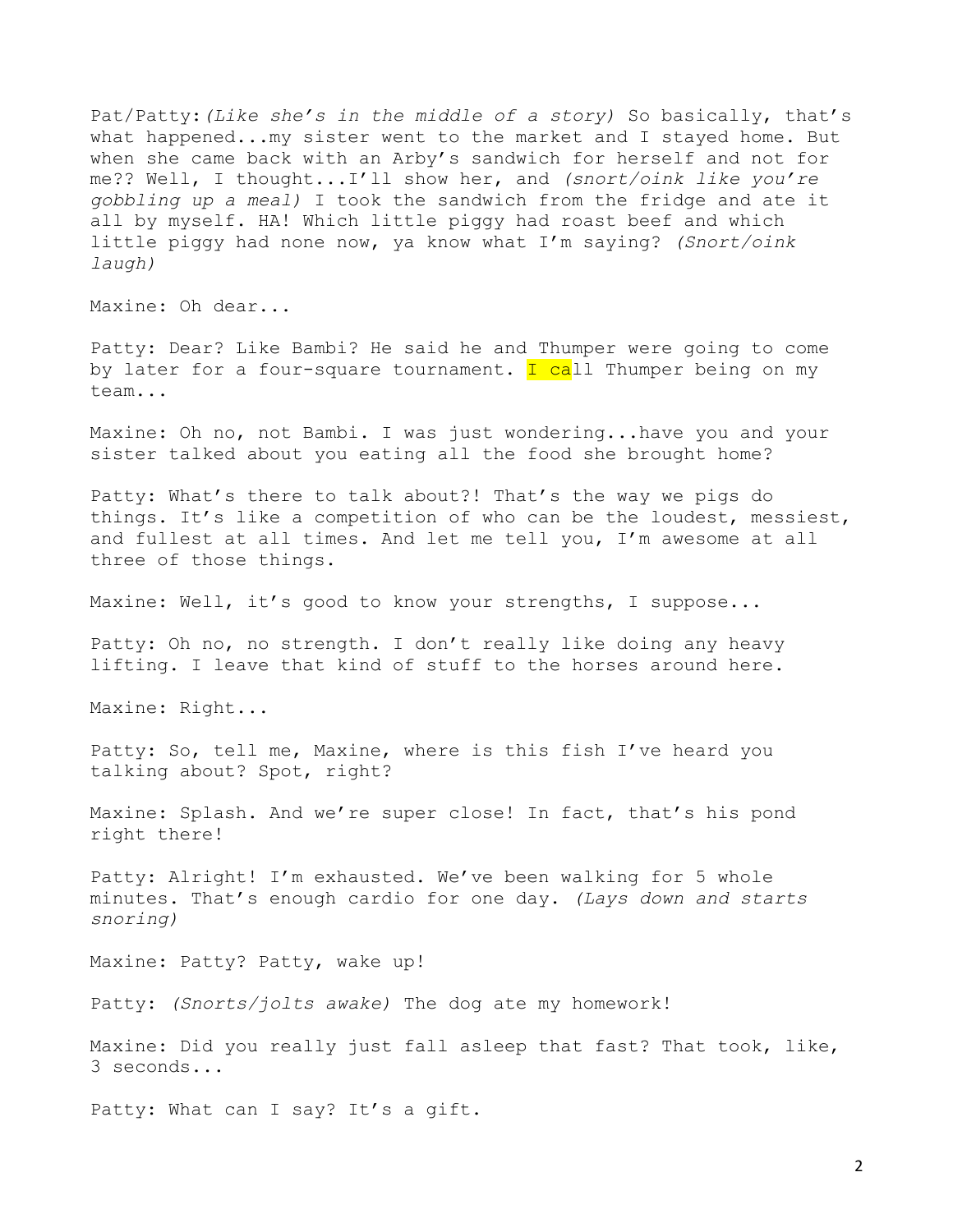Pat/Patty: *(Like she's in the middle of a story)* So basically, that's what happened...my sister went to the market and I stayed home. But when she came back with an Arby's sandwich for herself and not for me?? Well, I thought...I'll show her, and *(snort/oink like you're gobbling up a meal)* I took the sandwich from the fridge and ate it all by myself. HA! Which little piggy had roast beef and which little piggy had none now, ya know what I'm saying? *(Snort/oink laugh)*

Maxine: Oh dear...

Patty: Dear? Like Bambi? He said he and Thumper were going to come by later for a four-square tournament. I call Thumper being on my team...

Maxine: Oh no, not Bambi. I was just wondering...have you and your sister talked about you eating all the food she brought home?

Patty: What's there to talk about?! That's the way we pigs do things. It's like a competition of who can be the loudest, messiest, and fullest at all times. And let me tell you, I'm awesome at all three of those things.

Maxine: Well, it's good to know your strengths, I suppose...

Patty: Oh no, no strength. I don't really like doing any heavy lifting. I leave that kind of stuff to the horses around here.

Maxine: Right...

Patty: So, tell me, Maxine, where is this fish I've heard you talking about? Spot, right?

Maxine: Splash. And we're super close! In fact, that's his pond right there!

Patty: Alright! I'm exhausted. We've been walking for 5 whole minutes. That's enough cardio for one day. *(Lays down and starts snoring)*

Maxine: Patty? Patty, wake up!

Patty: *(Snorts/jolts awake)* The dog ate my homework!

Maxine: Did you really just fall asleep that fast? That took, like, 3 seconds...

Patty: What can I say? It's a gift.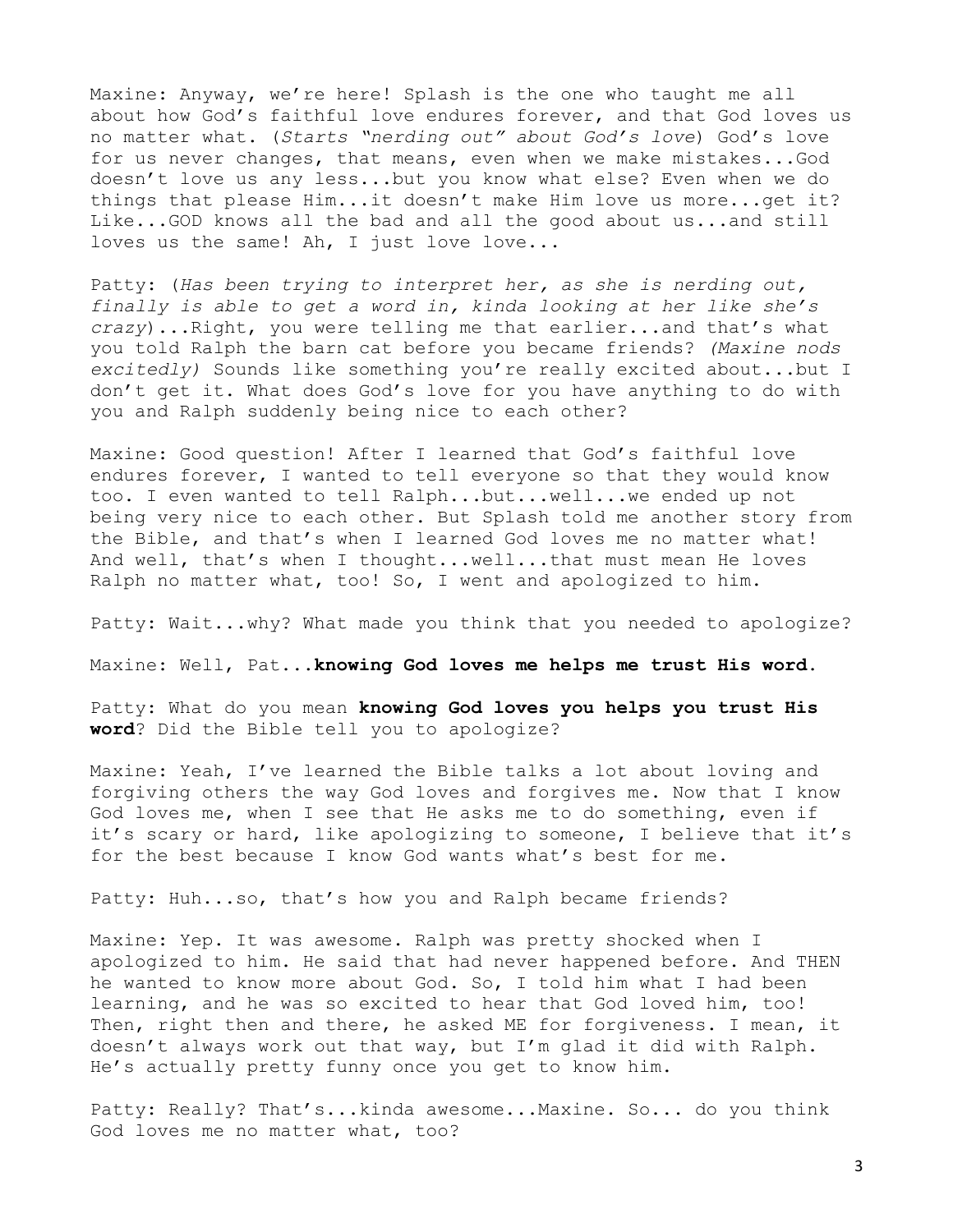Maxine: Anyway, we're here! Splash is the one who taught me all about how God's faithful love endures forever, and that God loves us no matter what. (*Starts "nerding out" about God's love*) God's love for us never changes, that means, even when we make mistakes...God doesn't love us any less...but you know what else? Even when we do things that please Him...it doesn't make Him love us more...get it? Like...GOD knows all the bad and all the good about us...and still loves us the same! Ah, I just love love...

Patty: (*Has been trying to interpret her, as she is nerding out, finally is able to get a word in, kinda looking at her like she's crazy*)...Right, you were telling me that earlier...and that's what you told Ralph the barn cat before you became friends? *(Maxine nods excitedly)* Sounds like something you're really excited about...but I don't get it. What does God's love for you have anything to do with you and Ralph suddenly being nice to each other?

Maxine: Good question! After I learned that God's faithful love endures forever, I wanted to tell everyone so that they would know too. I even wanted to tell Ralph...but...well...we ended up not being very nice to each other. But Splash told me another story from the Bible, and that's when I learned God loves me no matter what! And well, that's when I thought...well...that must mean He loves Ralph no matter what, too! So, I went and apologized to him.

Patty: Wait...why? What made you think that you needed to apologize?

Maxine: Well, Pat...**knowing God loves me helps me trust His word**.

Patty: What do you mean **knowing God loves you helps you trust His word**? Did the Bible tell you to apologize?

Maxine: Yeah, I've learned the Bible talks a lot about loving and forgiving others the way God loves and forgives me. Now that I know God loves me, when I see that He asks me to do something, even if it's scary or hard, like apologizing to someone, I believe that it's for the best because I know God wants what's best for me.

Patty: Huh...so, that's how you and Ralph became friends?

Maxine: Yep. It was awesome. Ralph was pretty shocked when I apologized to him. He said that had never happened before. And THEN he wanted to know more about God. So, I told him what I had been learning, and he was so excited to hear that God loved him, too! Then, right then and there, he asked ME for forgiveness. I mean, it doesn't always work out that way, but I'm glad it did with Ralph. He's actually pretty funny once you get to know him.

Patty: Really? That's...kinda awesome...Maxine. So... do you think God loves me no matter what, too?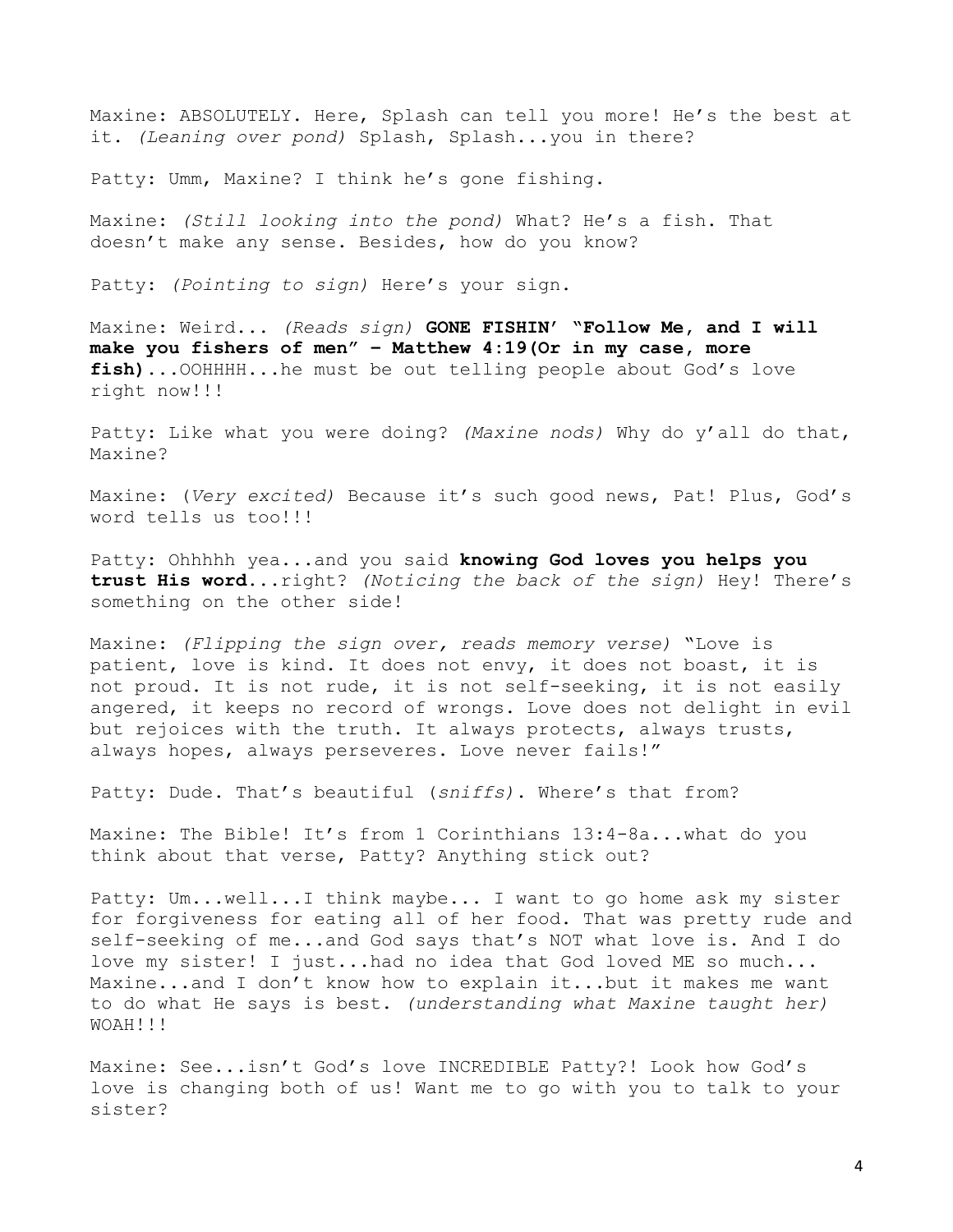Maxine: ABSOLUTELY. Here, Splash can tell you more! He's the best at it. *(Leaning over pond)* Splash, Splash...you in there?

Patty: Umm, Maxine? I think he's gone fishing.

Maxine: *(Still looking into the pond)* What? He's a fish. That doesn't make any sense. Besides, how do you know?

Patty: *(Pointing to sign)* Here's your sign.

Maxine: Weird... *(Reads sign)* **GONE FISHIN' "Follow Me, and I will make you fishers of men" – Matthew 4:19(Or in my case, more fish)**...OOHHHH...he must be out telling people about God's love right now!!!

Patty: Like what you were doing? *(Maxine nods)* Why do y'all do that, Maxine?

Maxine: (*Very excited)* Because it's such good news, Pat! Plus, God's word tells us too!!!

Patty: Ohhhhh yea...and you said **knowing God loves you helps you trust His word**...right? *(Noticing the back of the sign)* Hey! There's something on the other side!

Maxine: *(Flipping the sign over, reads memory verse)* "Love is patient, love is kind. It does not envy, it does not boast, it is not proud. It is not rude, it is not self-seeking, it is not easily angered, it keeps no record of wrongs. Love does not delight in evil but rejoices with the truth. It always protects, always trusts, always hopes, always perseveres. Love never fails!"

Patty: Dude. That's beautiful (*sniffs)*. Where's that from?

Maxine: The Bible! It's from 1 Corinthians 13:4-8a...what do you think about that verse, Patty? Anything stick out?

Patty: Um...well...I think maybe... I want to go home ask my sister for forgiveness for eating all of her food. That was pretty rude and self-seeking of me...and God says that's NOT what love is. And I do love my sister! I just...had no idea that God loved ME so much... Maxine...and I don't know how to explain it...but it makes me want to do what He says is best. *(understanding what Maxine taught her)* WOAH!!!

Maxine: See...isn't God's love INCREDIBLE Patty?! Look how God's love is changing both of us! Want me to go with you to talk to your sister?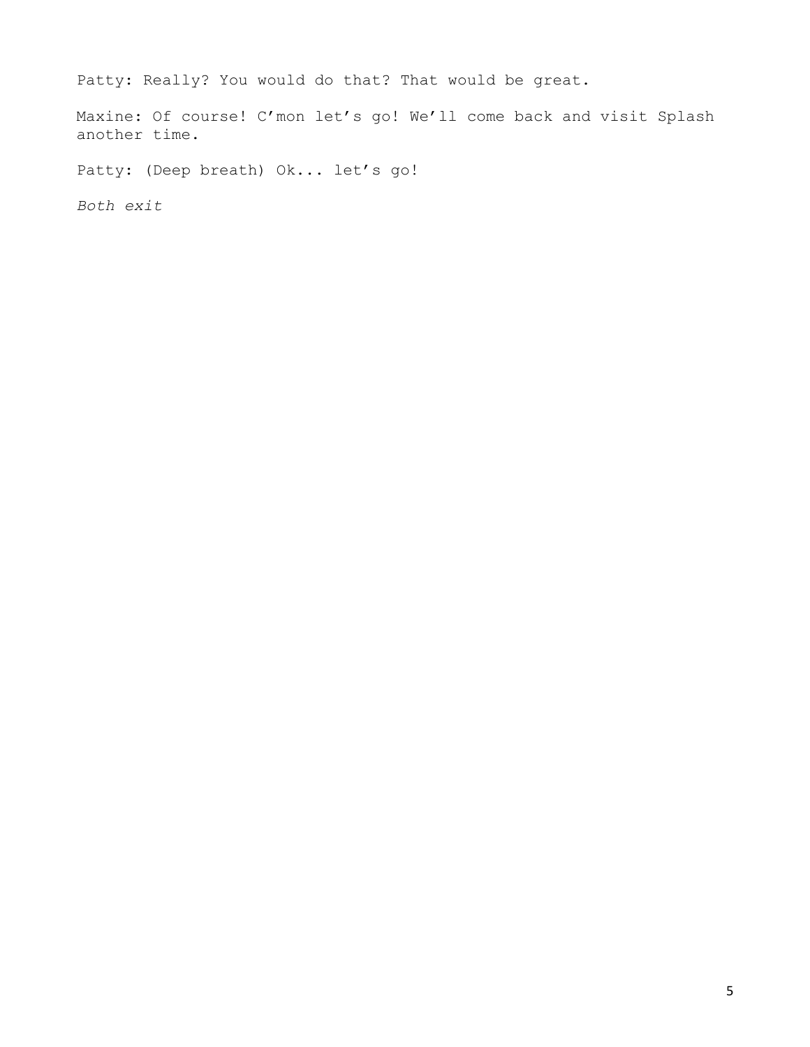Patty: Really? You would do that? That would be great.

Maxine: Of course! C'mon let's go! We'll come back and visit Splash another time.

Patty: (Deep breath) Ok... let's go!

*Both exit*